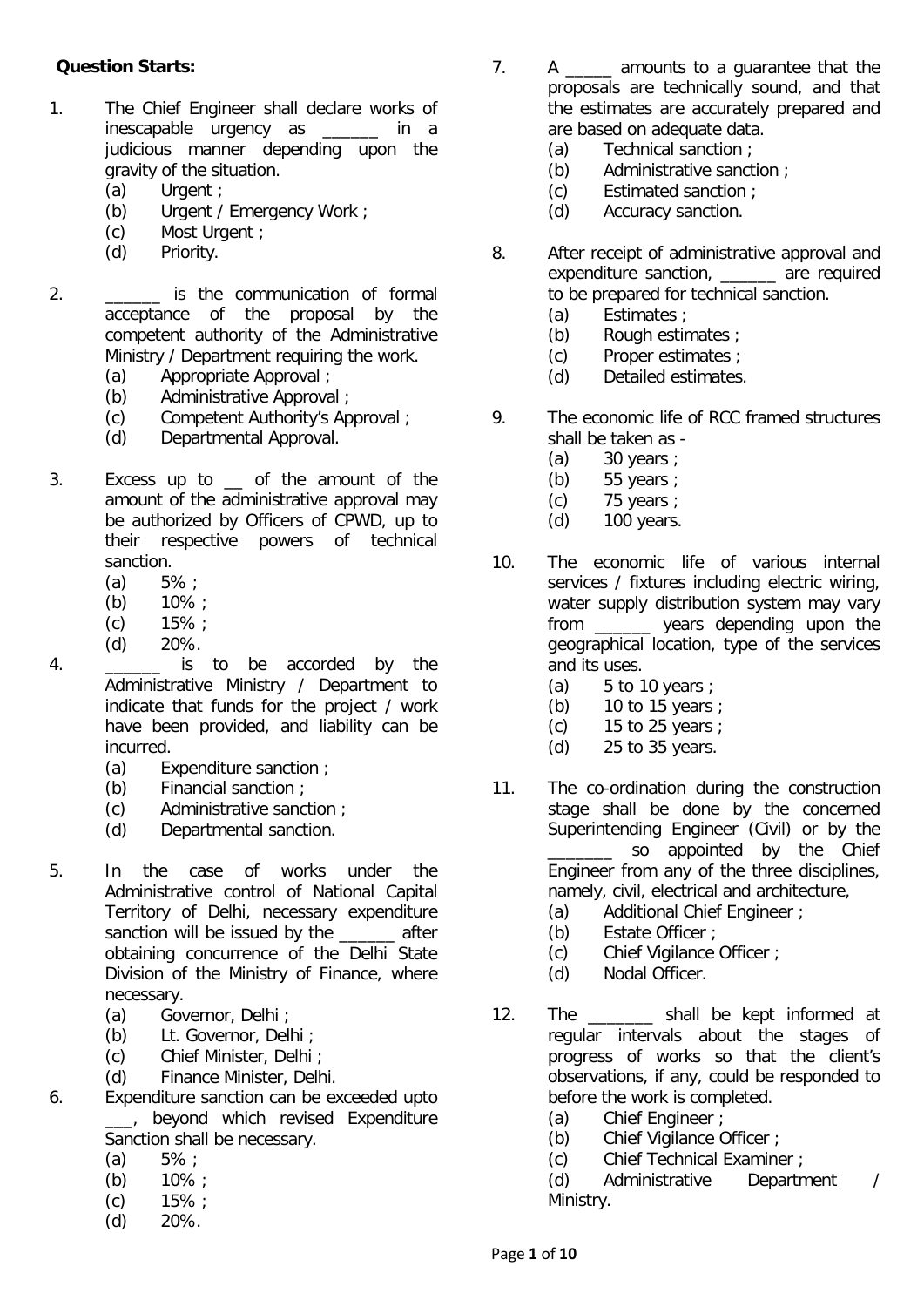**Question Starts:**

1. The Chief Engineer shall declare works of inescapable urgency as ______ in a judicious manner depending upon the gravity of the situation.
   (a) Urgent ;
   (b) Urgent / Emergency Work ;
   (c) Most Urgent ;
   (d) Priority.

2. ______ is the communication of formal acceptance of the proposal by the competent authority of the Administrative Ministry / Department requiring the work.
   (a) Appropriate Approval ;
   (b) Administrative Approval ;
   (c) Competent Authority's Approval ;
   (d) Departmental Approval.

3. Excess up to __ of the amount of the amount of the administrative approval may be authorized by Officers of CPWD, up to their respective powers of technical sanction.
   (a) 5% ;
   (b) 10% ;
   (c) 15% ;
   (d) 20%.

4. ______ is to be accorded by the Administrative Ministry / Department to indicate that funds for the project / work have been provided, and liability can be incurred.
   (a) Expenditure sanction ;
   (b) Financial sanction ;
   (c) Administrative sanction ;
   (d) Departmental sanction.

5. In the case of works under the Administrative control of National Capital Territory of Delhi, necessary expenditure sanction will be issued by the ______ after obtaining concurrence of the Delhi State Division of the Ministry of Finance, where necessary.
   (a) Governor, Delhi ;
   (b) Lt. Governor, Delhi ;
   (c) Chief Minister, Delhi ;
   (d) Finance Minister, Delhi.

6. Expenditure sanction can be exceeded upto ___, beyond which revised Expenditure Sanction shall be necessary.
   (a) 5% ;
   (b) 10% ;
   (c) 15% ;
   (d) 20%.

7. A _____ amounts to a guarantee that the proposals are technically sound, and that the estimates are accurately prepared and are based on adequate data.
   (a) Technical sanction ;
   (b) Administrative sanction ;
   (c) Estimated sanction ;
   (d) Accuracy sanction.

8. After receipt of administrative approval and expenditure sanction, ______ are required to be prepared for technical sanction.
   (a) Estimates ;
   (b) Rough estimates ;
   (c) Proper estimates ;
   (d) Detailed estimates.

9. The economic life of RCC framed structures shall be taken as -
   (a) 30 years ;
   (b) 55 years ;
   (c) 75 years ;
   (d) 100 years.

10. The economic life of various internal services / fixtures including electric wiring, water supply distribution system may vary from ______ years depending upon the geographical location, type of the services and its uses.
    (a) 5 to 10 years ;
    (b) 10 to 15 years ;
    (c) 15 to 25 years ;
    (d) 25 to 35 years.

11. The co-ordination during the construction stage shall be done by the concerned Superintending Engineer (Civil) or by the _______ so appointed by the Chief Engineer from any of the three disciplines, namely, civil, electrical and architecture,
    (a) Additional Chief Engineer ;
    (b) Estate Officer ;
    (c) Chief Vigilance Officer ;
    (d) Nodal Officer.

12. The _______ shall be kept informed at regular intervals about the stages of progress of works so that the client's observations, if any, could be responded to before the work is completed.
    (a) Chief Engineer ;
    (b) Chief Vigilance Officer ;
    (c) Chief Technical Examiner ;
    (d) Administrative Department / Ministry.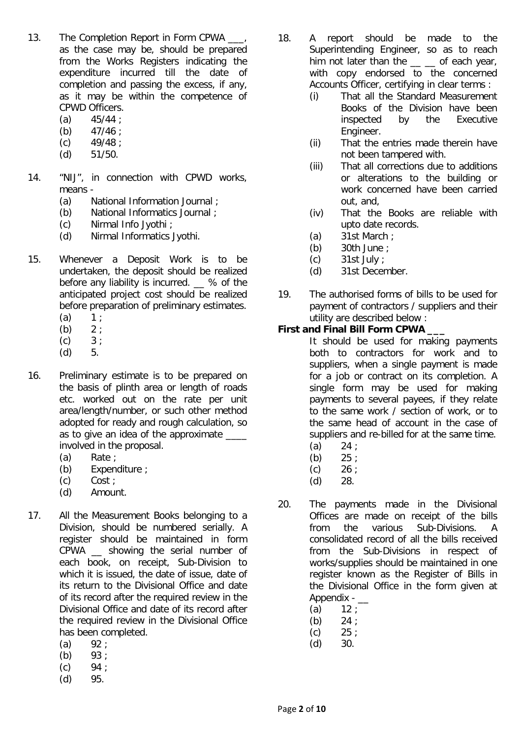13. The Completion Report in Form CPWA ___, as the case may be, should be prepared from the Works Registers indicating the expenditure incurred till the date of completion and passing the excess, if any, as it may be within the competence of CPWD Officers.
    (a) 45/44 ;
    (b) 47/46 ;
    (c) 49/48 ;
    (d) 51/50.

14. "NIJ", in connection with CPWD works, means -
    (a) National Information Journal ;
    (b) National Informatics Journal ;
    (c) Nirmal Info Jyothi ;
    (d) Nirmal Informatics Jyothi.

15. Whenever a Deposit Work is to be undertaken, the deposit should be realized before any liability is incurred. __ % of the anticipated project cost should be realized before preparation of preliminary estimates.
    (a) 1 ;
    (b) 2 ;
    (c) 3 ;
    (d) 5.

16. Preliminary estimate is to be prepared on the basis of plinth area or length of roads etc. worked out on the rate per unit area/length/number, or such other method adopted for ready and rough calculation, so as to give an idea of the approximate ____ involved in the proposal.
    (a) Rate ;
    (b) Expenditure ;
    (c) Cost ;
    (d) Amount.

17. All the Measurement Books belonging to a Division, should be numbered serially. A register should be maintained in form CPWA __ showing the serial number of each book, on receipt, Sub-Division to which it is issued, the date of issue, date of its return to the Divisional Office and date of its record after the required review in the Divisional Office and date of its record after the required review in the Divisional Office has been completed.
    (a) 92 ;
    (b) 93 ;
    (c) 94 ;
    (d) 95.

18. A report should be made to the Superintending Engineer, so as to reach him not later than the __ __ of each year, with copy endorsed to the concerned Accounts Officer, certifying in clear terms :
    (i) That all the Standard Measurement Books of the Division have been inspected by the Executive Engineer.
    (ii) That the entries made therein have not been tampered with.
    (iii) That all corrections due to additions or alterations to the building or work concerned have been carried out, and,
    (iv) That the Books are reliable with upto date records.

    (a) 31st March ;
    (b) 30th June ;
    (c) 31st July ;
    (d) 31st December.

19. The authorised forms of bills to be used for payment of contractors / suppliers and their utility are described below :

    **First and Final Bill Form CPWA ___**

    It should be used for making payments both to contractors for work and to suppliers, when a single payment is made for a job or contract on its completion. A single form may be used for making payments to several payees, if they relate to the same work / section of work, or to the same head of account in the case of suppliers and re-billed for at the same time.
    (a) 24 ;
    (b) 25 ;
    (c) 26 ;
    (d) 28.

20. The payments made in the Divisional Offices are made on receipt of the bills from the various Sub-Divisions. A consolidated record of all the bills received from the Sub-Divisions in respect of works/supplies should be maintained in one register known as the Register of Bills in the Divisional Office in the form given at Appendix - __
    (a) 12 ;
    (b) 24 ;
    (c) 25 ;
    (d) 30.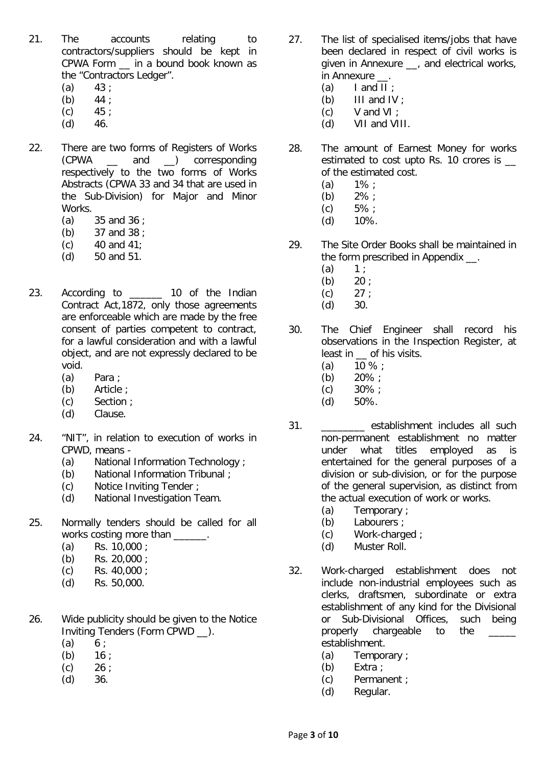21. The accounts relating to contractors/suppliers should be kept in CPWA Form __ in a bound book known as the "Contractors Ledger".
    (a) 43 ;
    (b) 44 ;
    (c) 45 ;
    (d) 46.

22. There are two forms of Registers of Works (CPWA __ and __) corresponding respectively to the two forms of Works Abstracts (CPWA 33 and 34 that are used in the Sub-Division) for Major and Minor Works.
    (a) 35 and 36 ;
    (b) 37 and 38 ;
    (c) 40 and 41;
    (d) 50 and 51.

23. According to ______ 10 of the Indian Contract Act,1872, only those agreements are enforceable which are made by the free consent of parties competent to contract, for a lawful consideration and with a lawful object, and are not expressly declared to be void.
    (a) Para ;
    (b) Article ;
    (c) Section ;
    (d) Clause.

24. "NIT", in relation to execution of works in CPWD, means -
    (a) National Information Technology ;
    (b) National Information Tribunal ;
    (c) Notice Inviting Tender ;
    (d) National Investigation Team.

25. Normally tenders should be called for all works costing more than ______.
    (a) Rs. 10,000 ;
    (b) Rs. 20,000 ;
    (c) Rs. 40,000 ;
    (d) Rs. 50,000.

26. Wide publicity should be given to the Notice Inviting Tenders (Form CPWD __).
    (a) 6 ;
    (b) 16 ;
    (c) 26 ;
    (d) 36.

27. The list of specialised items/jobs that have been declared in respect of civil works is given in Annexure __, and electrical works, in Annexure __.
    (a) I and II ;
    (b) III and IV ;
    (c) V and VI ;
    (d) VII and VIII.

28. The amount of Earnest Money for works estimated to cost upto Rs. 10 crores is __ of the estimated cost.
    (a) 1% ;
    (b) 2% ;
    (c) 5% ;
    (d) 10%.

29. The Site Order Books shall be maintained in the form prescribed in Appendix __.
    (a) 1 ;
    (b) 20 ;
    (c) 27 ;
    (d) 30.

30. The Chief Engineer shall record his observations in the Inspection Register, at least in __ of his visits.
    (a) 10 % ;
    (b) 20% ;
    (c) 30% ;
    (d) 50%.

31. ________ establishment includes all such non-permanent establishment no matter under what titles employed as is entertained for the general purposes of a division or sub-division, or for the purpose of the general supervision, as distinct from the actual execution of work or works.
    (a) Temporary ;
    (b) Labourers ;
    (c) Work-charged ;
    (d) Muster Roll.

32. Work-charged establishment does not include non-industrial employees such as clerks, draftsmen, subordinate or extra establishment of any kind for the Divisional or Sub-Divisional Offices, such being properly chargeable to the _____ establishment.
    (a) Temporary ;
    (b) Extra ;
    (c) Permanent ;
    (d) Regular.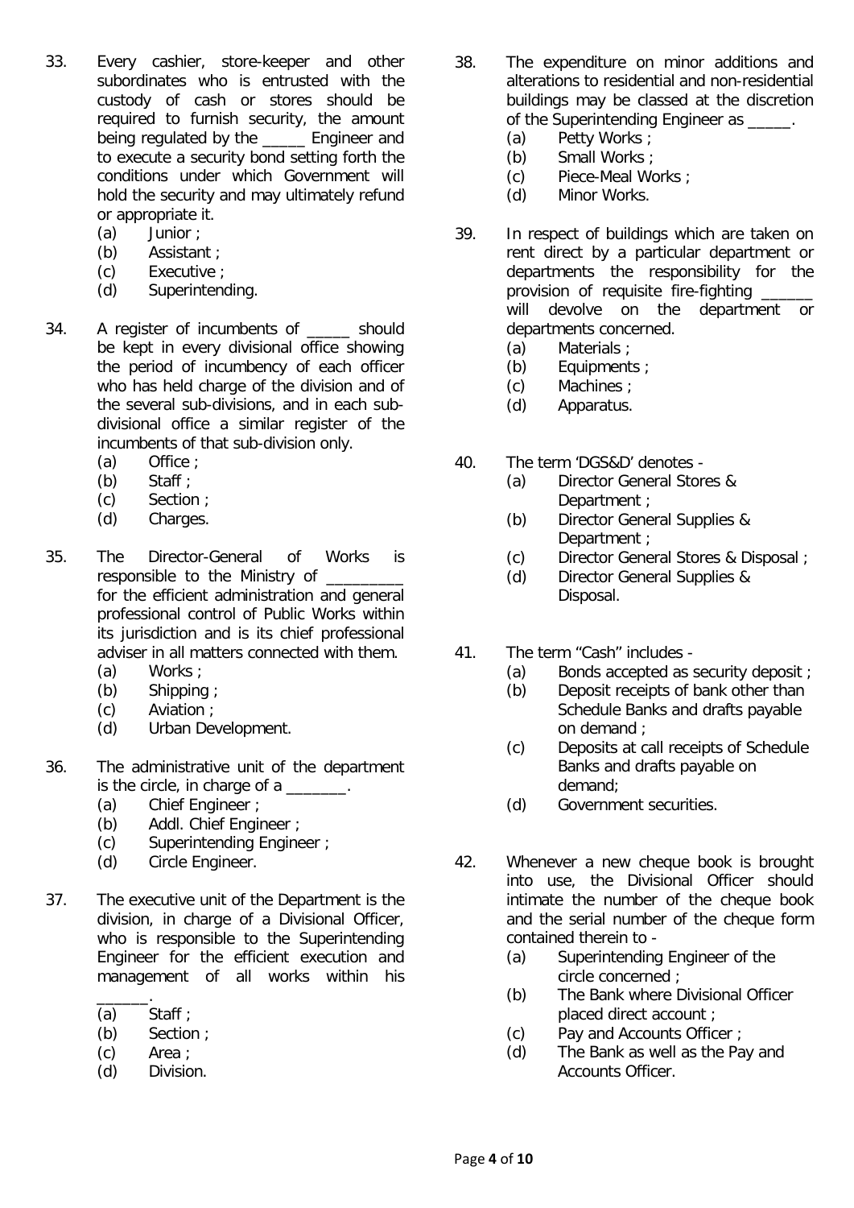33. Every cashier, store-keeper and other subordinates who is entrusted with the custody of cash or stores should be required to furnish security, the amount being regulated by the _____ Engineer and to execute a security bond setting forth the conditions under which Government will hold the security and may ultimately refund or appropriate it.
    - (a) Junior ;
    - (b) Assistant ;
    - (c) Executive ;
    - (d) Superintending.

34. A register of incumbents of _____ should be kept in every divisional office showing the period of incumbency of each officer who has held charge of the division and of the several sub-divisions, and in each sub-divisional office a similar register of the incumbents of that sub-division only.
    - (a) Office ;
    - (b) Staff ;
    - (c) Section ;
    - (d) Charges.

35. The Director-General of Works is responsible to the Ministry of _________ for the efficient administration and general professional control of Public Works within its jurisdiction and is its chief professional adviser in all matters connected with them.
    - (a) Works ;
    - (b) Shipping ;
    - (c) Aviation ;
    - (d) Urban Development.

36. The administrative unit of the department is the circle, in charge of a _______.
    - (a) Chief Engineer ;
    - (b) Addl. Chief Engineer ;
    - (c) Superintending Engineer ;
    - (d) Circle Engineer.

37. The executive unit of the Department is the division, in charge of a Divisional Officer, who is responsible to the Superintending Engineer for the efficient execution and management of all works within his ______.
    - (a) Staff ;
    - (b) Section ;
    - (c) Area ;
    - (d) Division.

38. The expenditure on minor additions and alterations to residential and non-residential buildings may be classed at the discretion of the Superintending Engineer as _____.
    - (a) Petty Works ;
    - (b) Small Works ;
    - (c) Piece-Meal Works ;
    - (d) Minor Works.

39. In respect of buildings which are taken on rent direct by a particular department or departments the responsibility for the provision of requisite fire-fighting ______ will devolve on the department or departments concerned.
    - (a) Materials ;
    - (b) Equipments ;
    - (c) Machines ;
    - (d) Apparatus.

40. The term 'DGS&D' denotes -
    - (a) Director General Stores & Department ;
    - (b) Director General Supplies & Department ;
    - (c) Director General Stores & Disposal ;
    - (d) Director General Supplies & Disposal.

41. The term "Cash" includes -
    - (a) Bonds accepted as security deposit ;
    - (b) Deposit receipts of bank other than Schedule Banks and drafts payable on demand ;
    - (c) Deposits at call receipts of Schedule Banks and drafts payable on demand;
    - (d) Government securities.

42. Whenever a new cheque book is brought into use, the Divisional Officer should intimate the number of the cheque book and the serial number of the cheque form contained therein to -
    - (a) Superintending Engineer of the circle concerned ;
    - (b) The Bank where Divisional Officer placed direct account ;
    - (c) Pay and Accounts Officer ;
    - (d) The Bank as well as the Pay and Accounts Officer.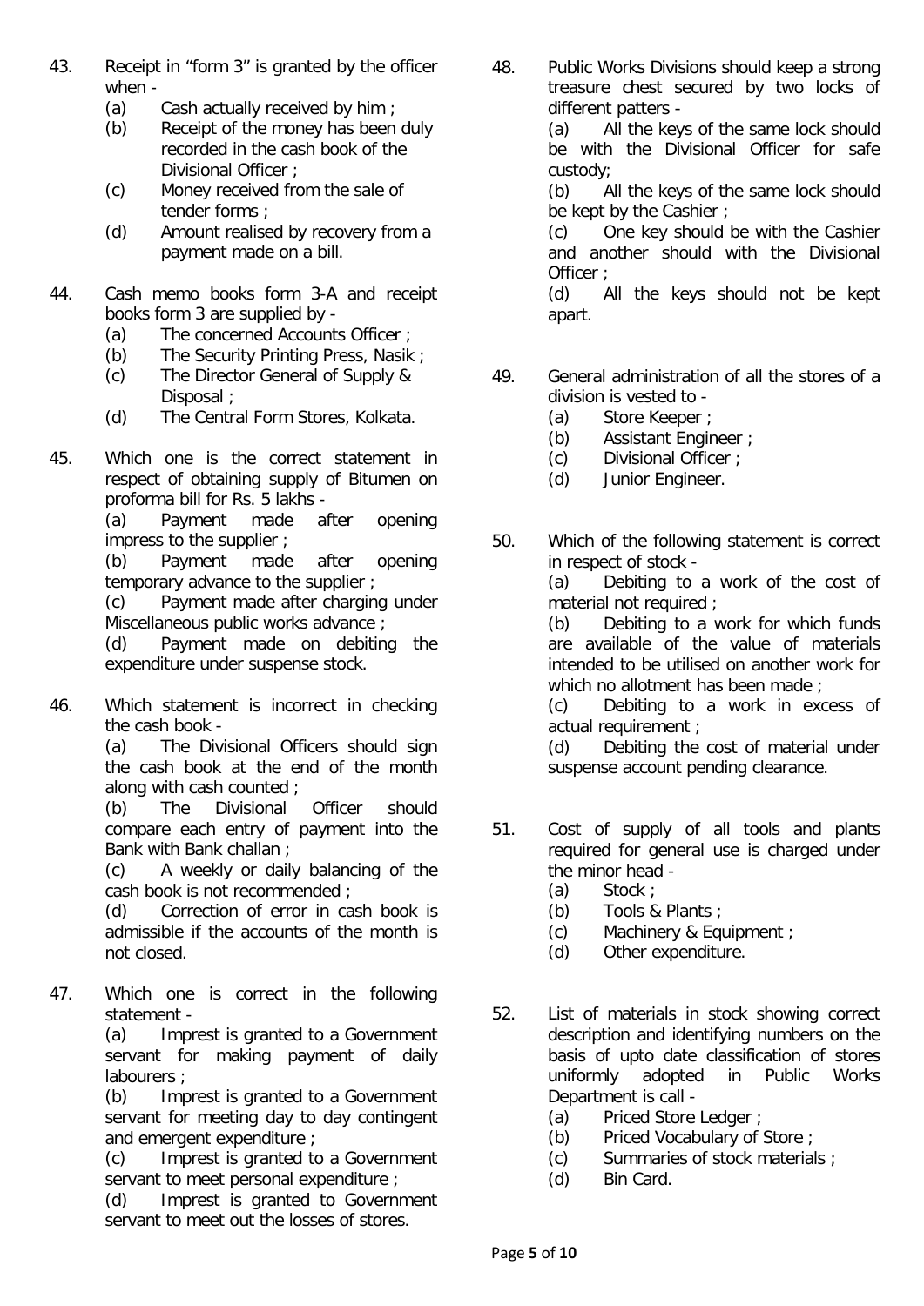43. Receipt in "form 3" is granted by the officer when -
    (a) Cash actually received by him ;
    (b) Receipt of the money has been duly recorded in the cash book of the Divisional Officer ;
    (c) Money received from the sale of tender forms ;
    (d) Amount realised by recovery from a payment made on a bill.

44. Cash memo books form 3-A and receipt books form 3 are supplied by -
    (a) The concerned Accounts Officer ;
    (b) The Security Printing Press, Nasik ;
    (c) The Director General of Supply & Disposal ;
    (d) The Central Form Stores, Kolkata.

45. Which one is the correct statement in respect of obtaining supply of Bitumen on proforma bill for Rs. 5 lakhs -
    (a) Payment made after opening impress to the supplier ;
    (b) Payment made after opening temporary advance to the supplier ;
    (c) Payment made after charging under Miscellaneous public works advance ;
    (d) Payment made on debiting the expenditure under suspense stock.

46. Which statement is incorrect in checking the cash book -
    (a) The Divisional Officers should sign the cash book at the end of the month along with cash counted ;
    (b) The Divisional Officer should compare each entry of payment into the Bank with Bank challan ;
    (c) A weekly or daily balancing of the cash book is not recommended ;
    (d) Correction of error in cash book is admissible if the accounts of the month is not closed.

47. Which one is correct in the following statement -
    (a) Imprest is granted to a Government servant for making payment of daily labourers ;
    (b) Imprest is granted to a Government servant for meeting day to day contingent and emergent expenditure ;
    (c) Imprest is granted to a Government servant to meet personal expenditure ;
    (d) Imprest is granted to Government servant to meet out the losses of stores.

48. Public Works Divisions should keep a strong treasure chest secured by two locks of different patters -
    (a) All the keys of the same lock should be with the Divisional Officer for safe custody;
    (b) All the keys of the same lock should be kept by the Cashier ;
    (c) One key should be with the Cashier and another should with the Divisional Officer ;
    (d) All the keys should not be kept apart.

49. General administration of all the stores of a division is vested to -
    (a) Store Keeper ;
    (b) Assistant Engineer ;
    (c) Divisional Officer ;
    (d) Junior Engineer.

50. Which of the following statement is correct in respect of stock -
    (a) Debiting to a work of the cost of material not required ;
    (b) Debiting to a work for which funds are available of the value of materials intended to be utilised on another work for which no allotment has been made ;
    (c) Debiting to a work in excess of actual requirement ;
    (d) Debiting the cost of material under suspense account pending clearance.

51. Cost of supply of all tools and plants required for general use is charged under the minor head -
    (a) Stock ;
    (b) Tools & Plants ;
    (c) Machinery & Equipment ;
    (d) Other expenditure.

52. List of materials in stock showing correct description and identifying numbers on the basis of upto date classification of stores uniformly adopted in Public Works Department is call -
    (a) Priced Store Ledger ;
    (b) Priced Vocabulary of Store ;
    (c) Summaries of stock materials ;
    (d) Bin Card.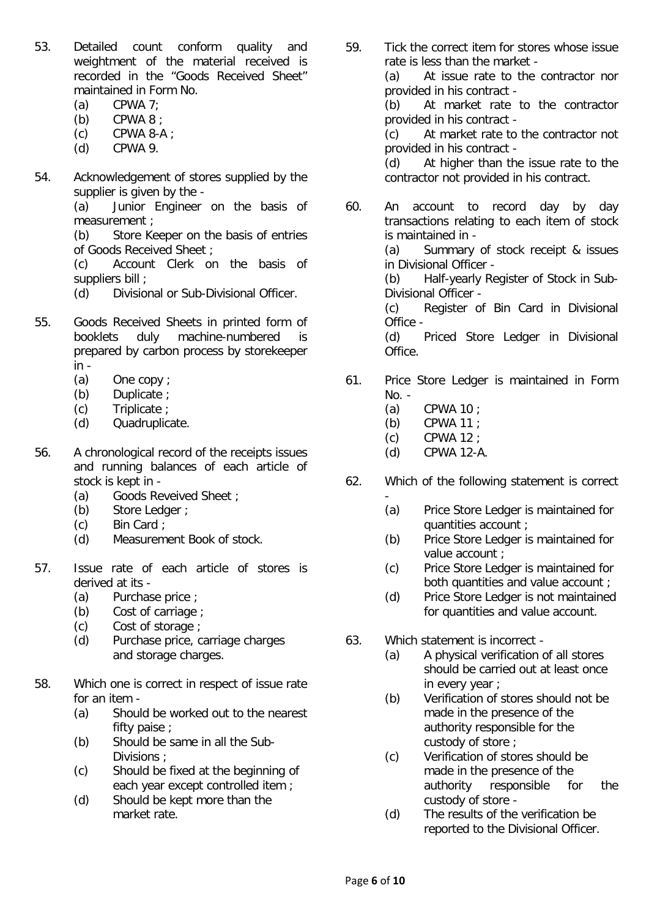53. Detailed count conform quality and weightment of the material received is recorded in the "Goods Received Sheet" maintained in Form No.
    (a) CPWA 7;
    (b) CPWA 8 ;
    (c) CPWA 8-A ;
    (d) CPWA 9.

54. Acknowledgement of stores supplied by the supplier is given by the -
    (a) Junior Engineer on the basis of measurement ;
    (b) Store Keeper on the basis of entries of Goods Received Sheet ;
    (c) Account Clerk on the basis of suppliers bill ;
    (d) Divisional or Sub-Divisional Officer.

55. Goods Received Sheets in printed form of booklets duly machine-numbered is prepared by carbon process by storekeeper in -
    (a) One copy ;
    (b) Duplicate ;
    (c) Triplicate ;
    (d) Quadruplicate.

56. A chronological record of the receipts issues and running balances of each article of stock is kept in -
    (a) Goods Reveived Sheet ;
    (b) Store Ledger ;
    (c) Bin Card ;
    (d) Measurement Book of stock.

57. Issue rate of each article of stores is derived at its -
    (a) Purchase price ;
    (b) Cost of carriage ;
    (c) Cost of storage ;
    (d) Purchase price, carriage charges and storage charges.

58. Which one is correct in respect of issue rate for an item -
    (a) Should be worked out to the nearest fifty paise ;
    (b) Should be same in all the Sub-Divisions ;
    (c) Should be fixed at the beginning of each year except controlled item ;
    (d) Should be kept more than the market rate.

59. Tick the correct item for stores whose issue rate is less than the market -
    (a) At issue rate to the contractor nor provided in his contract -
    (b) At market rate to the contractor provided in his contract -
    (c) At market rate to the contractor not provided in his contract -
    (d) At higher than the issue rate to the contractor not provided in his contract.

60. An account to record day by day transactions relating to each item of stock is maintained in -
    (a) Summary of stock receipt & issues in Divisional Officer -
    (b) Half-yearly Register of Stock in Sub-Divisional Officer -
    (c) Register of Bin Card in Divisional Office -
    (d) Priced Store Ledger in Divisional Office.

61. Price Store Ledger is maintained in Form No. -
    (a) CPWA 10 ;
    (b) CPWA 11 ;
    (c) CPWA 12 ;
    (d) CPWA 12-A.

62. Which of the following statement is correct -
    (a) Price Store Ledger is maintained for quantities account ;
    (b) Price Store Ledger is maintained for value account ;
    (c) Price Store Ledger is maintained for both quantities and value account ;
    (d) Price Store Ledger is not maintained for quantities and value account.

63. Which statement is incorrect -
    (a) A physical verification of all stores should be carried out at least once in every year ;
    (b) Verification of stores should not be made in the presence of the authority responsible for the custody of store ;
    (c) Verification of stores should be made in the presence of the authority responsible for the custody of store -
    (d) The results of the verification be reported to the Divisional Officer.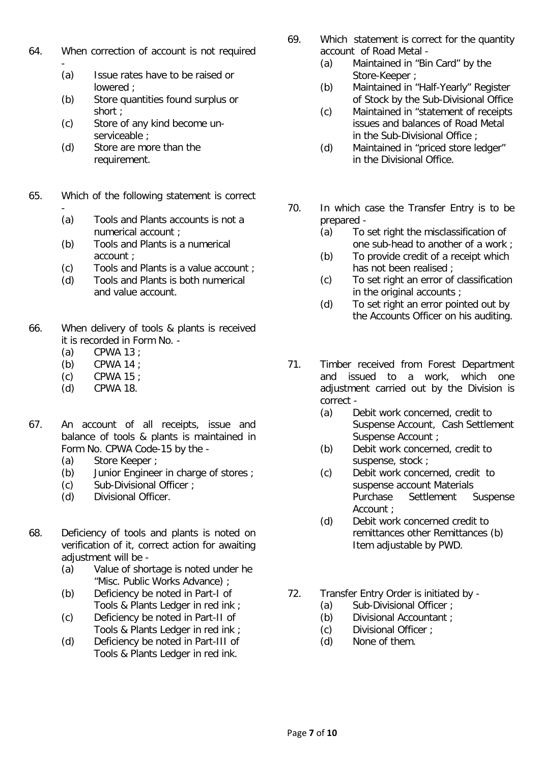64. When correction of account is not required -
    (a) Issue rates have to be raised or lowered ;
    (b) Store quantities found surplus or short ;
    (c) Store of any kind become un-serviceable ;
    (d) Store are more than the requirement.

65. Which of the following statement is correct -
    (a) Tools and Plants accounts is not a numerical account ;
    (b) Tools and Plants is a numerical account ;
    (c) Tools and Plants is a value account ;
    (d) Tools and Plants is both numerical and value account.

66. When delivery of tools & plants is received it is recorded in Form No. -
    (a) CPWA 13 ;
    (b) CPWA 14 ;
    (c) CPWA 15 ;
    (d) CPWA 18.

67. An account of all receipts, issue and balance of tools & plants is maintained in Form No. CPWA Code-15 by the -
    (a) Store Keeper ;
    (b) Junior Engineer in charge of stores ;
    (c) Sub-Divisional Officer ;
    (d) Divisional Officer.

68. Deficiency of tools and plants is noted on verification of it, correct action for awaiting adjustment will be -
    (a) Value of shortage is noted under he "Misc. Public Works Advance) ;
    (b) Deficiency be noted in Part-I of Tools & Plants Ledger in red ink ;
    (c) Deficiency be noted in Part-II of Tools & Plants Ledger in red ink ;
    (d) Deficiency be noted in Part-III of Tools & Plants Ledger in red ink.

69. Which statement is correct for the quantity account of Road Metal -
    (a) Maintained in "Bin Card" by the Store-Keeper ;
    (b) Maintained in "Half-Yearly" Register of Stock by the Sub-Divisional Office
    (c) Maintained in "statement of receipts issues and balances of Road Metal in the Sub-Divisional Office ;
    (d) Maintained in "priced store ledger" in the Divisional Office.

70. In which case the Transfer Entry is to be prepared -
    (a) To set right the misclassification of one sub-head to another of a work ;
    (b) To provide credit of a receipt which has not been realised ;
    (c) To set right an error of classification in the original accounts ;
    (d) To set right an error pointed out by the Accounts Officer on his auditing.

71. Timber received from Forest Department and issued to a work, which one adjustment carried out by the Division is correct -
    (a) Debit work concerned, credit to Suspense Account, Cash Settlement Suspense Account ;
    (b) Debit work concerned, credit to suspense, stock ;
    (c) Debit work concerned, credit to suspense account Materials Purchase Settlement Suspense Account ;
    (d) Debit work concerned credit to remittances other Remittances (b) Item adjustable by PWD.

72. Transfer Entry Order is initiated by -
    (a) Sub-Divisional Officer ;
    (b) Divisional Accountant ;
    (c) Divisional Officer ;
    (d) None of them.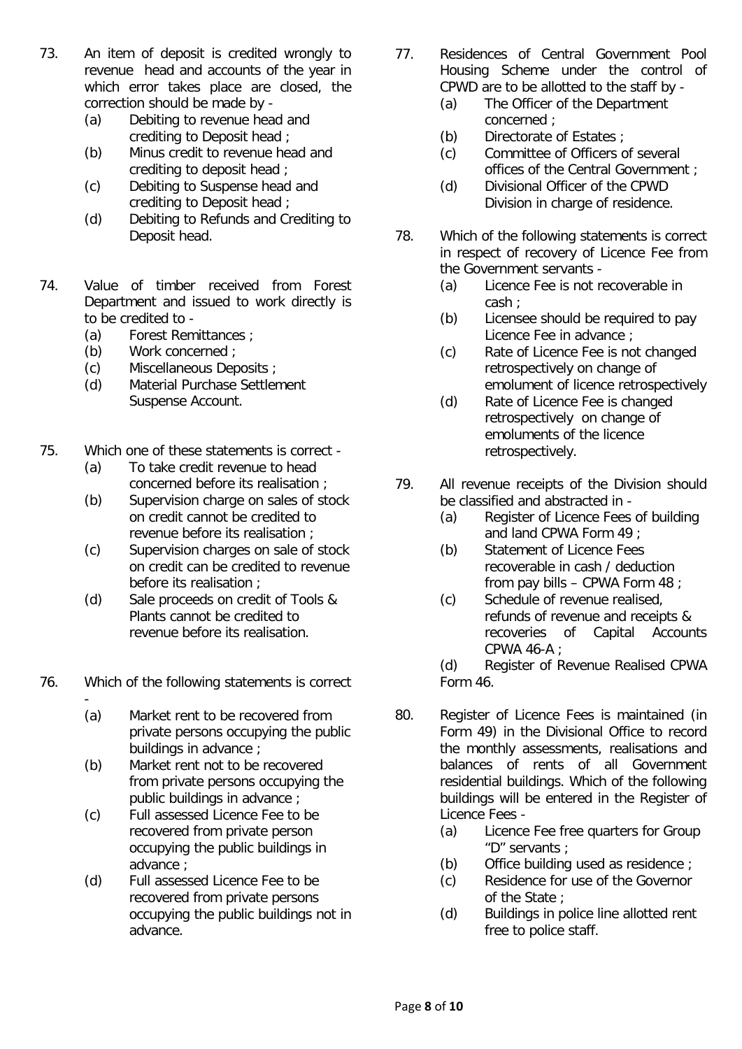73. An item of deposit is credited wrongly to revenue head and accounts of the year in which error takes place are closed, the correction should be made by -
    (a) Debiting to revenue head and crediting to Deposit head ;
    (b) Minus credit to revenue head and crediting to deposit head ;
    (c) Debiting to Suspense head and crediting to Deposit head ;
    (d) Debiting to Refunds and Crediting to Deposit head.

74. Value of timber received from Forest Department and issued to work directly is to be credited to -
    (a) Forest Remittances ;
    (b) Work concerned ;
    (c) Miscellaneous Deposits ;
    (d) Material Purchase Settlement Suspense Account.

75. Which one of these statements is correct -
    (a) To take credit revenue to head concerned before its realisation ;
    (b) Supervision charge on sales of stock on credit cannot be credited to revenue before its realisation ;
    (c) Supervision charges on sale of stock on credit can be credited to revenue before its realisation ;
    (d) Sale proceeds on credit of Tools & Plants cannot be credited to revenue before its realisation.

76. Which of the following statements is correct -
    (a) Market rent to be recovered from private persons occupying the public buildings in advance ;
    (b) Market rent not to be recovered from private persons occupying the public buildings in advance ;
    (c) Full assessed Licence Fee to be recovered from private person occupying the public buildings in advance ;
    (d) Full assessed Licence Fee to be recovered from private persons occupying the public buildings not in advance.

77. Residences of Central Government Pool Housing Scheme under the control of CPWD are to be allotted to the staff by -
    (a) The Officer of the Department concerned ;
    (b) Directorate of Estates ;
    (c) Committee of Officers of several offices of the Central Government ;
    (d) Divisional Officer of the CPWD Division in charge of residence.

78. Which of the following statements is correct in respect of recovery of Licence Fee from the Government servants -
    (a) Licence Fee is not recoverable in cash ;
    (b) Licensee should be required to pay Licence Fee in advance ;
    (c) Rate of Licence Fee is not changed retrospectively on change of emolument of licence retrospectively
    (d) Rate of Licence Fee is changed retrospectively on change of emoluments of the licence retrospectively.

79. All revenue receipts of the Division should be classified and abstracted in -
    (a) Register of Licence Fees of building and land CPWA Form 49 ;
    (b) Statement of Licence Fees recoverable in cash / deduction from pay bills – CPWA Form 48 ;
    (c) Schedule of revenue realised, refunds of revenue and receipts & recoveries of Capital Accounts CPWA 46-A ;
    (d) Register of Revenue Realised CPWA Form 46.

80. Register of Licence Fees is maintained (in Form 49) in the Divisional Office to record the monthly assessments, realisations and balances of rents of all Government residential buildings. Which of the following buildings will be entered in the Register of Licence Fees -
    (a) Licence Fee free quarters for Group "D" servants ;
    (b) Office building used as residence ;
    (c) Residence for use of the Governor of the State ;
    (d) Buildings in police line allotted rent free to police staff.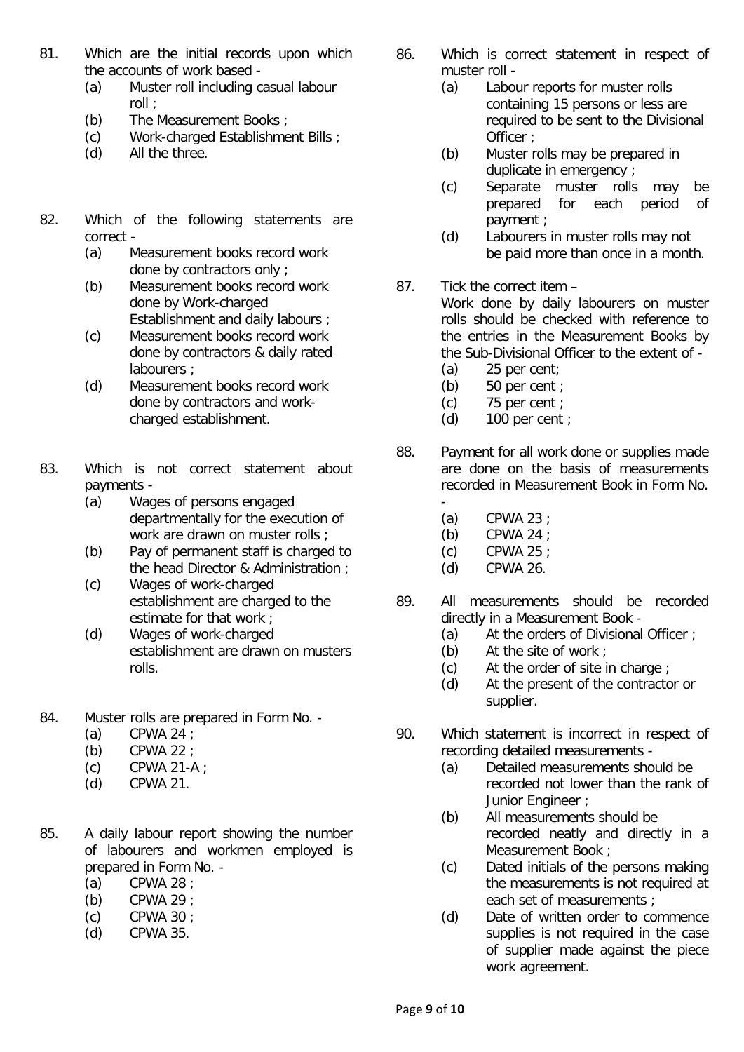81. Which are the initial records upon which the accounts of work based -
    (a) Muster roll including casual labour roll ;
    (b) The Measurement Books ;
    (c) Work-charged Establishment Bills ;
    (d) All the three.

82. Which of the following statements are correct -
    (a) Measurement books record work done by contractors only ;
    (b) Measurement books record work done by Work-charged Establishment and daily labours ;
    (c) Measurement books record work done by contractors & daily rated labourers ;
    (d) Measurement books record work done by contractors and work-charged establishment.

83. Which is not correct statement about payments -
    (a) Wages of persons engaged departmentally for the execution of work are drawn on muster rolls ;
    (b) Pay of permanent staff is charged to the head Director & Administration ;
    (c) Wages of work-charged establishment are charged to the estimate for that work ;
    (d) Wages of work-charged establishment are drawn on musters rolls.

84. Muster rolls are prepared in Form No. -
    (a) CPWA 24 ;
    (b) CPWA 22 ;
    (c) CPWA 21-A ;
    (d) CPWA 21.

85. A daily labour report showing the number of labourers and workmen employed is prepared in Form No. -
    (a) CPWA 28 ;
    (b) CPWA 29 ;
    (c) CPWA 30 ;
    (d) CPWA 35.

86. Which is correct statement in respect of muster roll -
    (a) Labour reports for muster rolls containing 15 persons or less are required to be sent to the Divisional Officer ;
    (b) Muster rolls may be prepared in duplicate in emergency ;
    (c) Separate muster rolls may be prepared for each period of payment ;
    (d) Labourers in muster rolls may not be paid more than once in a month.

87. Tick the correct item –
    Work done by daily labourers on muster rolls should be checked with reference to the entries in the Measurement Books by the Sub-Divisional Officer to the extent of -
    (a) 25 per cent;
    (b) 50 per cent ;
    (c) 75 per cent ;
    (d) 100 per cent ;

88. Payment for all work done or supplies made are done on the basis of measurements recorded in Measurement Book in Form No. -
    (a) CPWA 23 ;
    (b) CPWA 24 ;
    (c) CPWA 25 ;
    (d) CPWA 26.

89. All measurements should be recorded directly in a Measurement Book -
    (a) At the orders of Divisional Officer ;
    (b) At the site of work ;
    (c) At the order of site in charge ;
    (d) At the present of the contractor or supplier.

90. Which statement is incorrect in respect of recording detailed measurements -
    (a) Detailed measurements should be recorded not lower than the rank of Junior Engineer ;
    (b) All measurements should be recorded neatly and directly in a Measurement Book ;
    (c) Dated initials of the persons making the measurements is not required at each set of measurements ;
    (d) Date of written order to commence supplies is not required in the case of supplier made against the piece work agreement.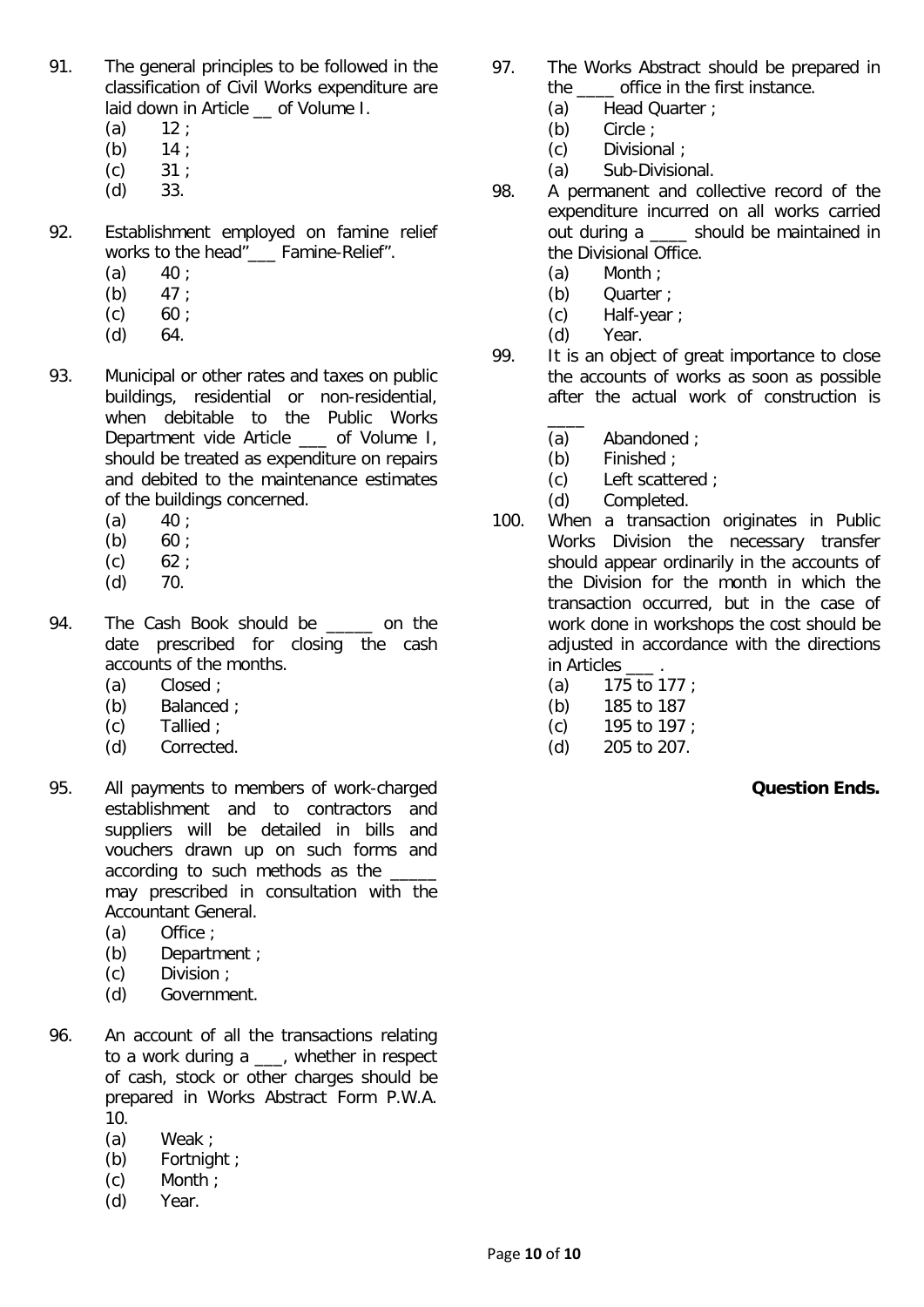91. The general principles to be followed in the classification of Civil Works expenditure are laid down in Article __ of Volume I.
    (a) 12 ;
    (b) 14 ;
    (c) 31 ;
    (d) 33.

92. Establishment employed on famine relief works to the head"___ Famine-Relief".
    (a) 40 ;
    (b) 47 ;
    (c) 60 ;
    (d) 64.

93. Municipal or other rates and taxes on public buildings, residential or non-residential, when debitable to the Public Works Department vide Article ___ of Volume I, should be treated as expenditure on repairs and debited to the maintenance estimates of the buildings concerned.
    (a) 40 ;
    (b) 60 ;
    (c) 62 ;
    (d) 70.

94. The Cash Book should be _____ on the date prescribed for closing the cash accounts of the months.
    (a) Closed ;
    (b) Balanced ;
    (c) Tallied ;
    (d) Corrected.

95. All payments to members of work-charged establishment and to contractors and suppliers will be detailed in bills and vouchers drawn up on such forms and according to such methods as the _____ may prescribed in consultation with the Accountant General.
    (a) Office ;
    (b) Department ;
    (c) Division ;
    (d) Government.

96. An account of all the transactions relating to a work during a ___, whether in respect of cash, stock or other charges should be prepared in Works Abstract Form P.W.A. 10.
    (a) Weak ;
    (b) Fortnight ;
    (c) Month ;
    (d) Year.

97. The Works Abstract should be prepared in the ____ office in the first instance.
    (a) Head Quarter ;
    (b) Circle ;
    (c) Divisional ;
    (a) Sub-Divisional.

98. A permanent and collective record of the expenditure incurred on all works carried out during a ____ should be maintained in the Divisional Office.
    (a) Month ;
    (b) Quarter ;
    (c) Half-year ;
    (d) Year.

99. It is an object of great importance to close the accounts of works as soon as possible after the actual work of construction is ____
    (a) Abandoned ;
    (b) Finished ;
    (c) Left scattered ;
    (d) Completed.

100. When a transaction originates in Public Works Division the necessary transfer should appear ordinarily in the accounts of the Division for the month in which the transaction occurred, but in the case of work done in workshops the cost should be adjusted in accordance with the directions in Articles ___ .
    (a) 175 to 177 ;
    (b) 185 to 187
    (c) 195 to 197 ;
    (d) 205 to 207.

**Question Ends.**